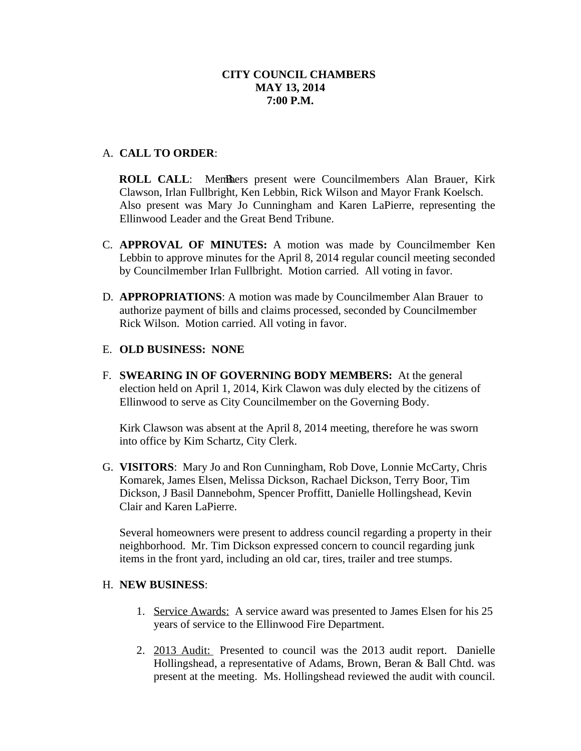**CITY COUNCIL CHAMBERS**
**MAY 13, 2014**
**7:00 P.M.**

A. **CALL TO ORDER**:

B. **ROLL CALL**: Members present were Councilmembers Alan Brauer, Kirk Clawson, Irlan Fullbright, Ken Lebbin, Rick Wilson and Mayor Frank Koelsch. Also present was Mary Jo Cunningham and Karen LaPierre, representing the Ellinwood Leader and the Great Bend Tribune.

C. **APPROVAL OF MINUTES:** A motion was made by Councilmember Ken Lebbin to approve minutes for the April 8, 2014 regular council meeting seconded by Councilmember Irlan Fullbright. Motion carried. All voting in favor.

D. **APPROPRIATIONS**: A motion was made by Councilmember Alan Brauer to authorize payment of bills and claims processed, seconded by Councilmember Rick Wilson. Motion carried. All voting in favor.

E. **OLD BUSINESS: NONE**

F. **SWEARING IN OF GOVERNING BODY MEMBERS:** At the general election held on April 1, 2014, Kirk Clawon was duly elected by the citizens of Ellinwood to serve as City Councilmember on the Governing Body.

   Kirk Clawson was absent at the April 8, 2014 meeting, therefore he was sworn into office by Kim Schartz, City Clerk.

G. **VISITORS**: Mary Jo and Ron Cunningham, Rob Dove, Lonnie McCarty, Chris Komarek, James Elsen, Melissa Dickson, Rachael Dickson, Terry Boor, Tim Dickson, J Basil Dannebohm, Spencer Proffitt, Danielle Hollingshead, Kevin Clair and Karen LaPierre.

   Several homeowners were present to address council regarding a property in their neighborhood. Mr. Tim Dickson expressed concern to council regarding junk items in the front yard, including an old car, tires, trailer and tree stumps.

H. **NEW BUSINESS**:

   1. Service Awards: A service award was presented to James Elsen for his 25 years of service to the Ellinwood Fire Department.

   2. 2013 Audit: Presented to council was the 2013 audit report. Danielle Hollingshead, a representative of Adams, Brown, Beran & Ball Chtd. was present at the meeting. Ms. Hollingshead reviewed the audit with council.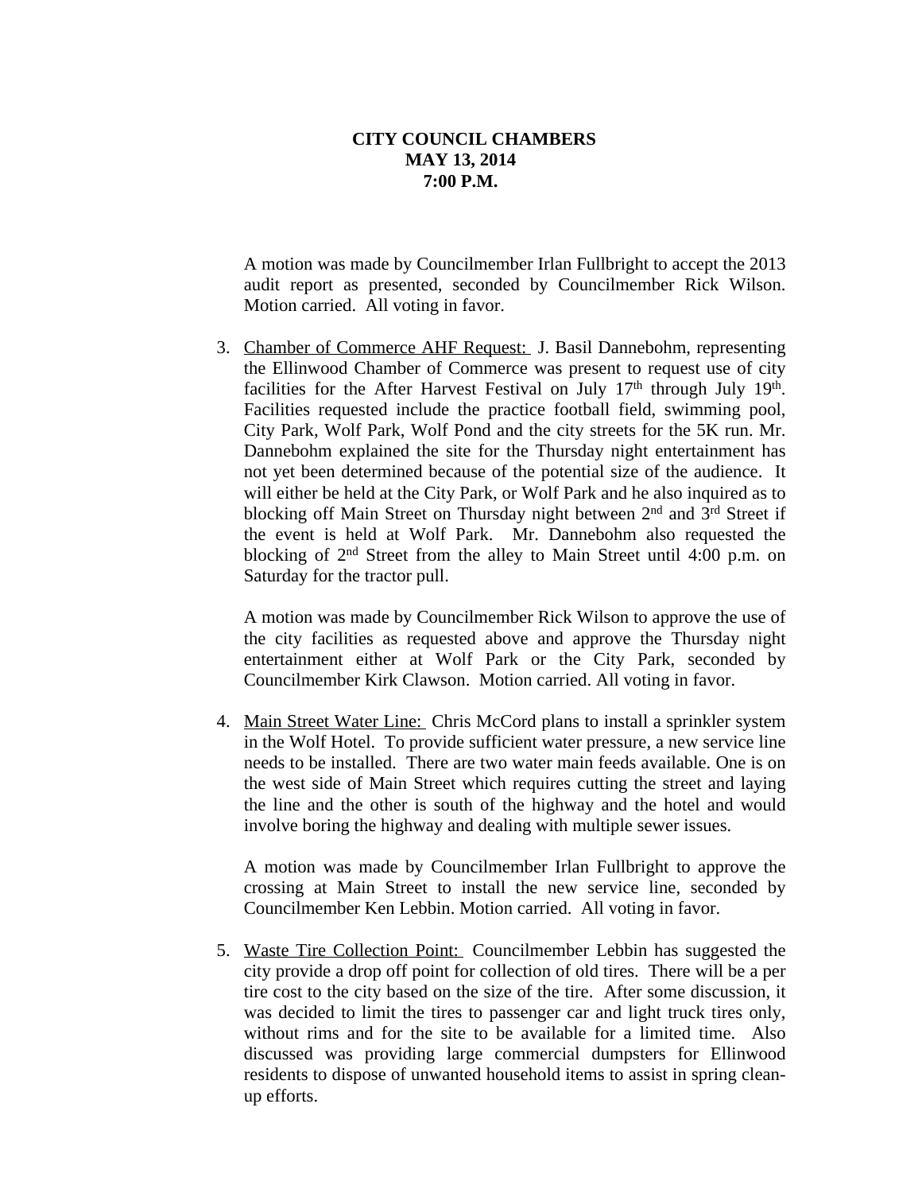**CITY COUNCIL CHAMBERS**
**MAY 13, 2014**
**7:00 P.M.**

A motion was made by Councilmember Irlan Fullbright to accept the 2013 audit report as presented, seconded by Councilmember Rick Wilson. Motion carried. All voting in favor.

3. Chamber of Commerce AHF Request: J. Basil Dannebohm, representing the Ellinwood Chamber of Commerce was present to request use of city facilities for the After Harvest Festival on July 17th through July 19th. Facilities requested include the practice football field, swimming pool, City Park, Wolf Park, Wolf Pond and the city streets for the 5K run. Mr. Dannebohm explained the site for the Thursday night entertainment has not yet been determined because of the potential size of the audience. It will either be held at the City Park, or Wolf Park and he also inquired as to blocking off Main Street on Thursday night between 2nd and 3rd Street if the event is held at Wolf Park. Mr. Dannebohm also requested the blocking of 2nd Street from the alley to Main Street until 4:00 p.m. on Saturday for the tractor pull.

   A motion was made by Councilmember Rick Wilson to approve the use of the city facilities as requested above and approve the Thursday night entertainment either at Wolf Park or the City Park, seconded by Councilmember Kirk Clawson. Motion carried. All voting in favor.

4. Main Street Water Line: Chris McCord plans to install a sprinkler system in the Wolf Hotel. To provide sufficient water pressure, a new service line needs to be installed. There are two water main feeds available. One is on the west side of Main Street which requires cutting the street and laying the line and the other is south of the highway and the hotel and would involve boring the highway and dealing with multiple sewer issues.

   A motion was made by Councilmember Irlan Fullbright to approve the crossing at Main Street to install the new service line, seconded by Councilmember Ken Lebbin. Motion carried. All voting in favor.

5. Waste Tire Collection Point: Councilmember Lebbin has suggested the city provide a drop off point for collection of old tires. There will be a per tire cost to the city based on the size of the tire. After some discussion, it was decided to limit the tires to passenger car and light truck tires only, without rims and for the site to be available for a limited time. Also discussed was providing large commercial dumpsters for Ellinwood residents to dispose of unwanted household items to assist in spring clean-up efforts.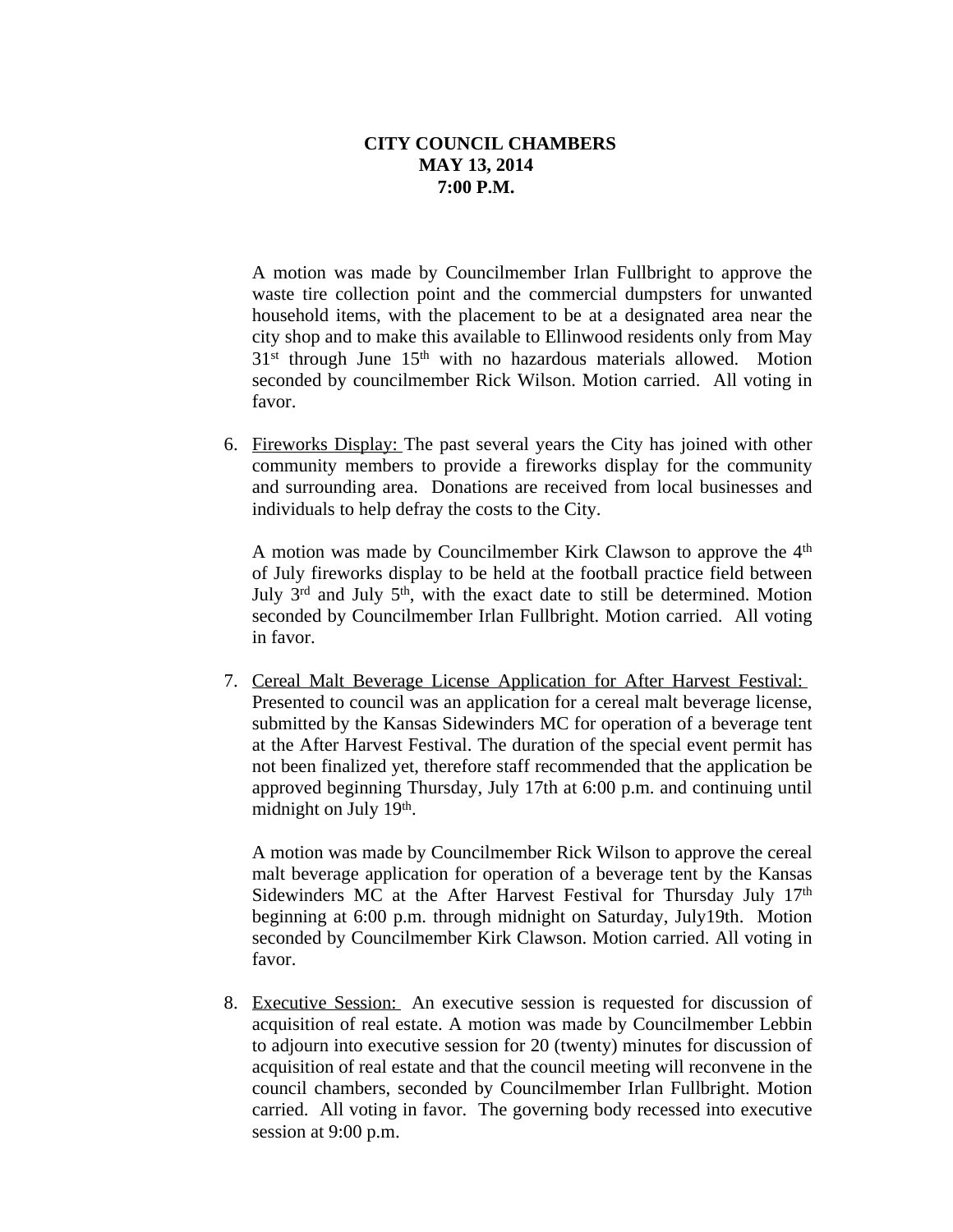**CITY COUNCIL CHAMBERS**
**MAY 13, 2014**
**7:00 P.M.**

A motion was made by Councilmember Irlan Fullbright to approve the waste tire collection point and the commercial dumpsters for unwanted household items, with the placement to be at a designated area near the city shop and to make this available to Ellinwood residents only from May 31st through June 15th with no hazardous materials allowed. Motion seconded by councilmember Rick Wilson. Motion carried. All voting in favor.

6. Fireworks Display: The past several years the City has joined with other community members to provide a fireworks display for the community and surrounding area. Donations are received from local businesses and individuals to help defray the costs to the City.

   A motion was made by Councilmember Kirk Clawson to approve the 4th of July fireworks display to be held at the football practice field between July 3rd and July 5th, with the exact date to still be determined. Motion seconded by Councilmember Irlan Fullbright. Motion carried. All voting in favor.

7. Cereal Malt Beverage License Application for After Harvest Festival: Presented to council was an application for a cereal malt beverage license, submitted by the Kansas Sidewinders MC for operation of a beverage tent at the After Harvest Festival. The duration of the special event permit has not been finalized yet, therefore staff recommended that the application be approved beginning Thursday, July 17th at 6:00 p.m. and continuing until midnight on July 19th.

   A motion was made by Councilmember Rick Wilson to approve the cereal malt beverage application for operation of a beverage tent by the Kansas Sidewinders MC at the After Harvest Festival for Thursday July 17th beginning at 6:00 p.m. through midnight on Saturday, July19th. Motion seconded by Councilmember Kirk Clawson. Motion carried. All voting in favor.

8. Executive Session: An executive session is requested for discussion of acquisition of real estate. A motion was made by Councilmember Lebbin to adjourn into executive session for 20 (twenty) minutes for discussion of acquisition of real estate and that the council meeting will reconvene in the council chambers, seconded by Councilmember Irlan Fullbright. Motion carried. All voting in favor. The governing body recessed into executive session at 9:00 p.m.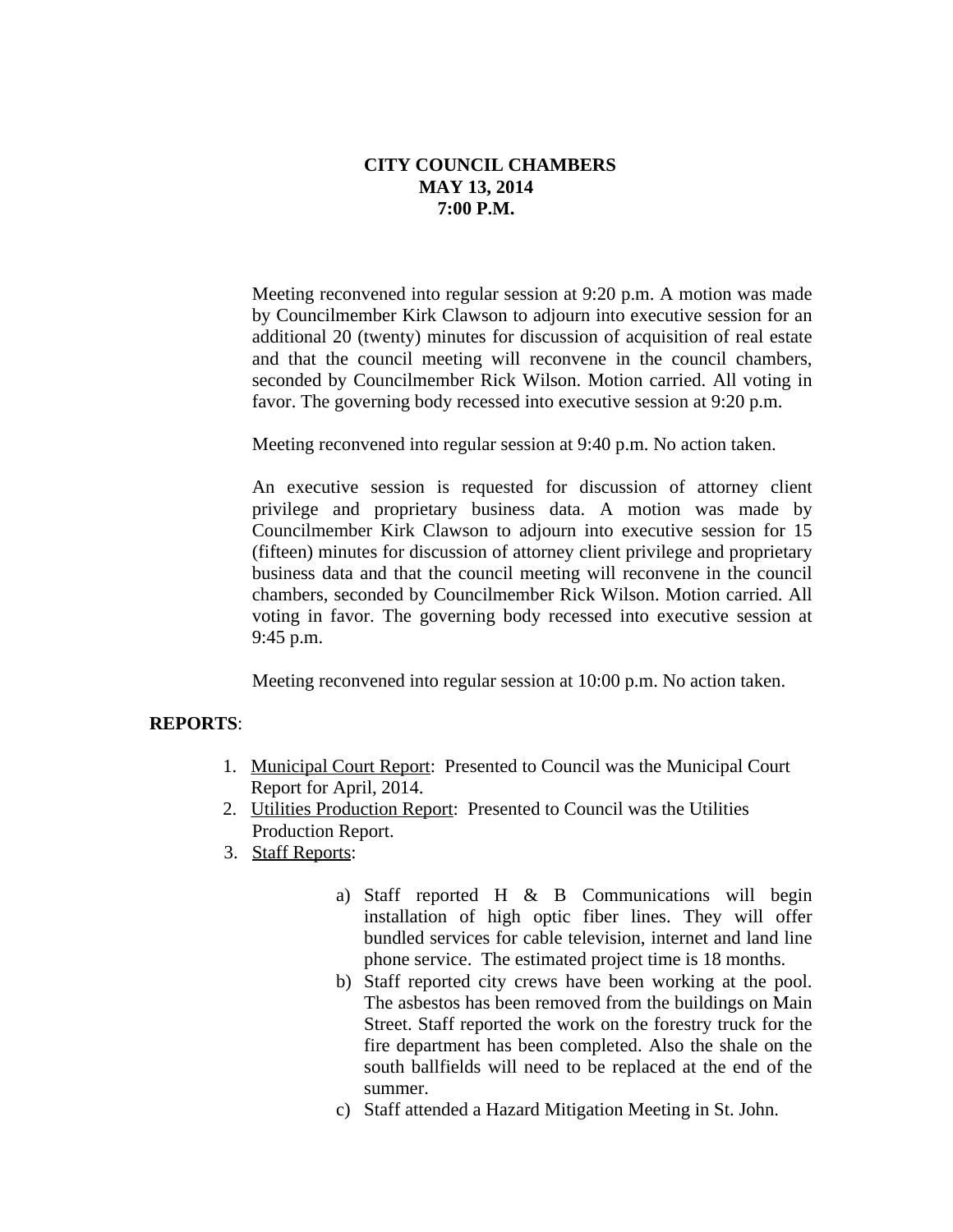**CITY COUNCIL CHAMBERS**
**MAY 13, 2014**
**7:00 P.M.**

Meeting reconvened into regular session at 9:20 p.m. A motion was made by Councilmember Kirk Clawson to adjourn into executive session for an additional 20 (twenty) minutes for discussion of acquisition of real estate and that the council meeting will reconvene in the council chambers, seconded by Councilmember Rick Wilson. Motion carried. All voting in favor. The governing body recessed into executive session at 9:20 p.m.

Meeting reconvened into regular session at 9:40 p.m. No action taken.

An executive session is requested for discussion of attorney client privilege and proprietary business data. A motion was made by Councilmember Kirk Clawson to adjourn into executive session for 15 (fifteen) minutes for discussion of attorney client privilege and proprietary business data and that the council meeting will reconvene in the council chambers, seconded by Councilmember Rick Wilson. Motion carried. All voting in favor. The governing body recessed into executive session at 9:45 p.m.

Meeting reconvened into regular session at 10:00 p.m. No action taken.

**REPORTS**:

1. Municipal Court Report: Presented to Council was the Municipal Court Report for April, 2014.
2. Utilities Production Report: Presented to Council was the Utilities Production Report.
3. Staff Reports:

   a) Staff reported H & B Communications will begin installation of high optic fiber lines. They will offer bundled services for cable television, internet and land line phone service. The estimated project time is 18 months.
   b) Staff reported city crews have been working at the pool. The asbestos has been removed from the buildings on Main Street. Staff reported the work on the forestry truck for the fire department has been completed. Also the shale on the south ballfields will need to be replaced at the end of the summer.
   c) Staff attended a Hazard Mitigation Meeting in St. John.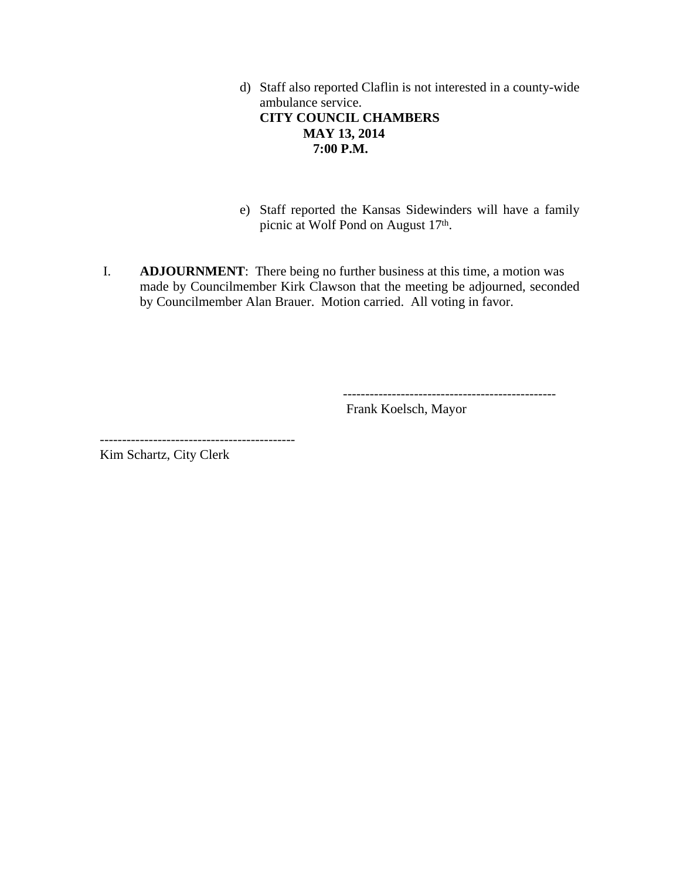d) Staff also reported Claflin is not interested in a county-wide ambulance service.

e) Staff reported the Kansas Sidewinders will have a family picnic at Wolf Pond on August 17th.

I. **ADJOURNMENT**: There being no further business at this time, a motion was made by Councilmember Kirk Clawson that the meeting be adjourned, seconded by Councilmember Alan Brauer. Motion carried. All voting in favor.

------------------------------------------------
Frank Koelsch, Mayor

--------------------------------------------
Kim Schartz, City Clerk